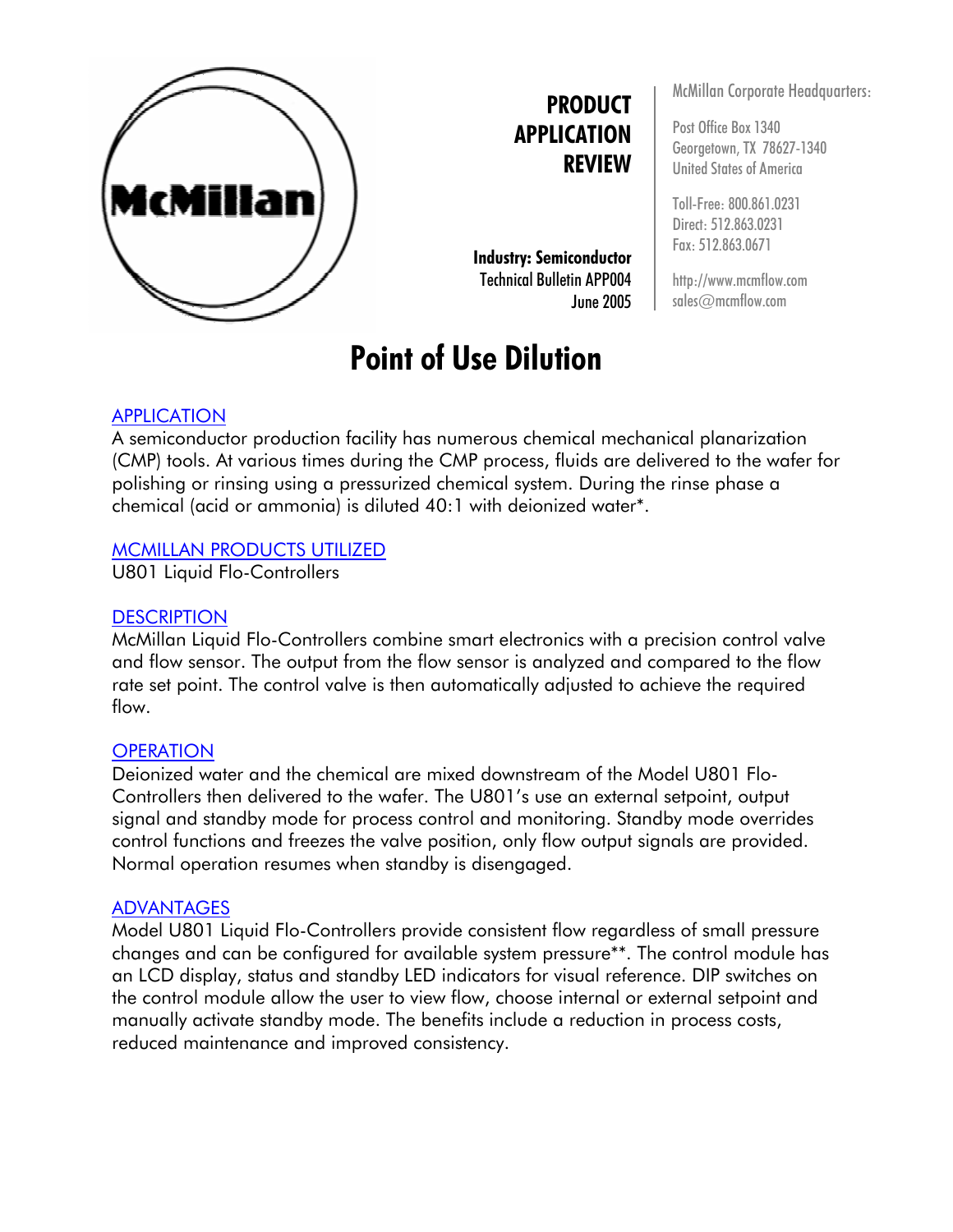**PRODUCT APPLICATION REVIEW**

**Industry: Semiconductor**
Technical Bulletin APP004
June 2005

McMillan Corporate Headquarters:

Post Office Box 1340
Georgetown, TX 78627-1340
United States of America

Toll-Free: 800.861.0231
Direct: 512.863.0231
Fax: 512.863.0671

http://www.mcmflow.com
sales@mcmflow.com

# Point of Use Dilution

## APPLICATION

A semiconductor production facility has numerous chemical mechanical planarization (CMP) tools. At various times during the CMP process, fluids are delivered to the wafer for polishing or rinsing using a pressurized chemical system. During the rinse phase a chemical (acid or ammonia) is diluted 40:1 with deionized water*.

## MCMILLAN PRODUCTS UTILIZED

U801 Liquid Flo-Controllers

## DESCRIPTION

McMillan Liquid Flo-Controllers combine smart electronics with a precision control valve and flow sensor. The output from the flow sensor is analyzed and compared to the flow rate set point. The control valve is then automatically adjusted to achieve the required flow.

## OPERATION

Deionized water and the chemical are mixed downstream of the Model U801 Flo-Controllers then delivered to the wafer. The U801's use an external setpoint, output signal and standby mode for process control and monitoring. Standby mode overrides control functions and freezes the valve position, only flow output signals are provided. Normal operation resumes when standby is disengaged.

## ADVANTAGES

Model U801 Liquid Flo-Controllers provide consistent flow regardless of small pressure changes and can be configured for available system pressure**. The control module has an LCD display, status and standby LED indicators for visual reference. DIP switches on the control module allow the user to view flow, choose internal or external setpoint and manually activate standby mode. The benefits include a reduction in process costs, reduced maintenance and improved consistency.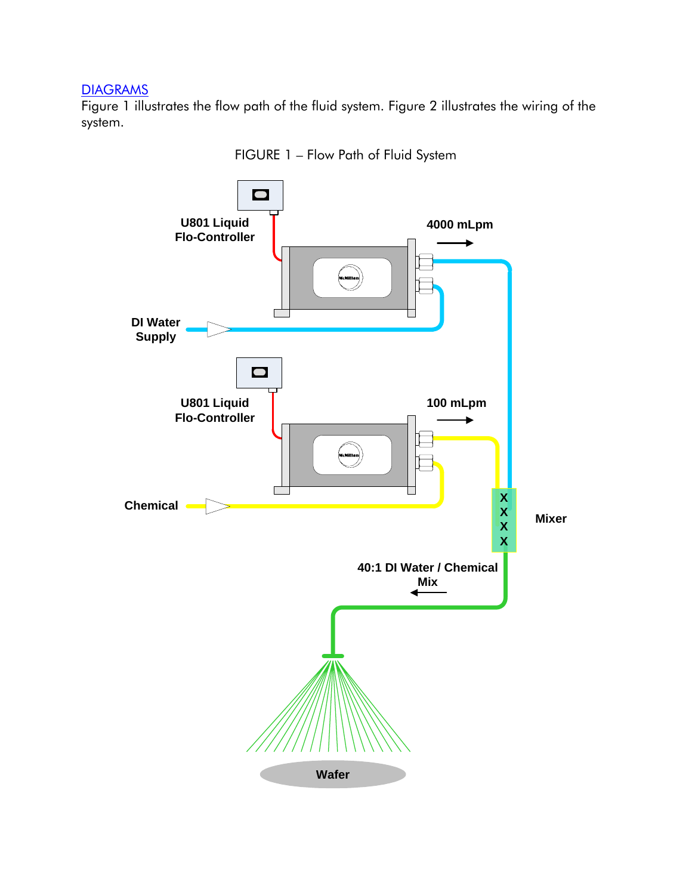## DIAGRAMS

Figure 1 illustrates the flow path of the fluid system. Figure 2 illustrates the wiring of the system.

FIGURE 1 – Flow Path of Fluid System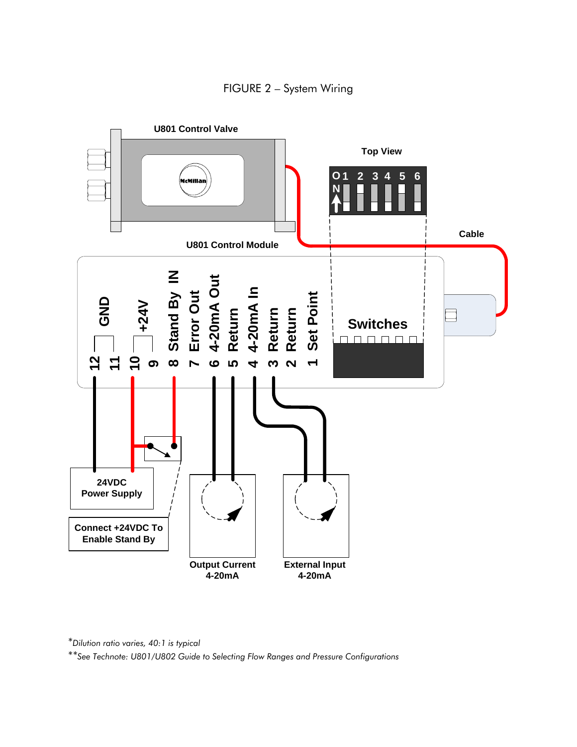FIGURE 2 – System Wiring

U801 Control Valve

Top View

O 1 2 3 4 5 6
N

Cable

U801 Control Module

12 GND
11
10 +24V
9
8 Stand By IN
7 Error Out
6 4-20mA Out
5 Return
4 4-20mA In
3 Return
2 Return
1 Set Point

Switches

24VDC Power Supply

Connect +24VDC To Enable Stand By

Output Current 4-20mA

External Input 4-20mA

*Dilution ratio varies, 40:1 is typical

**See Technote: U801/U802 Guide to Selecting Flow Ranges and Pressure Configurations